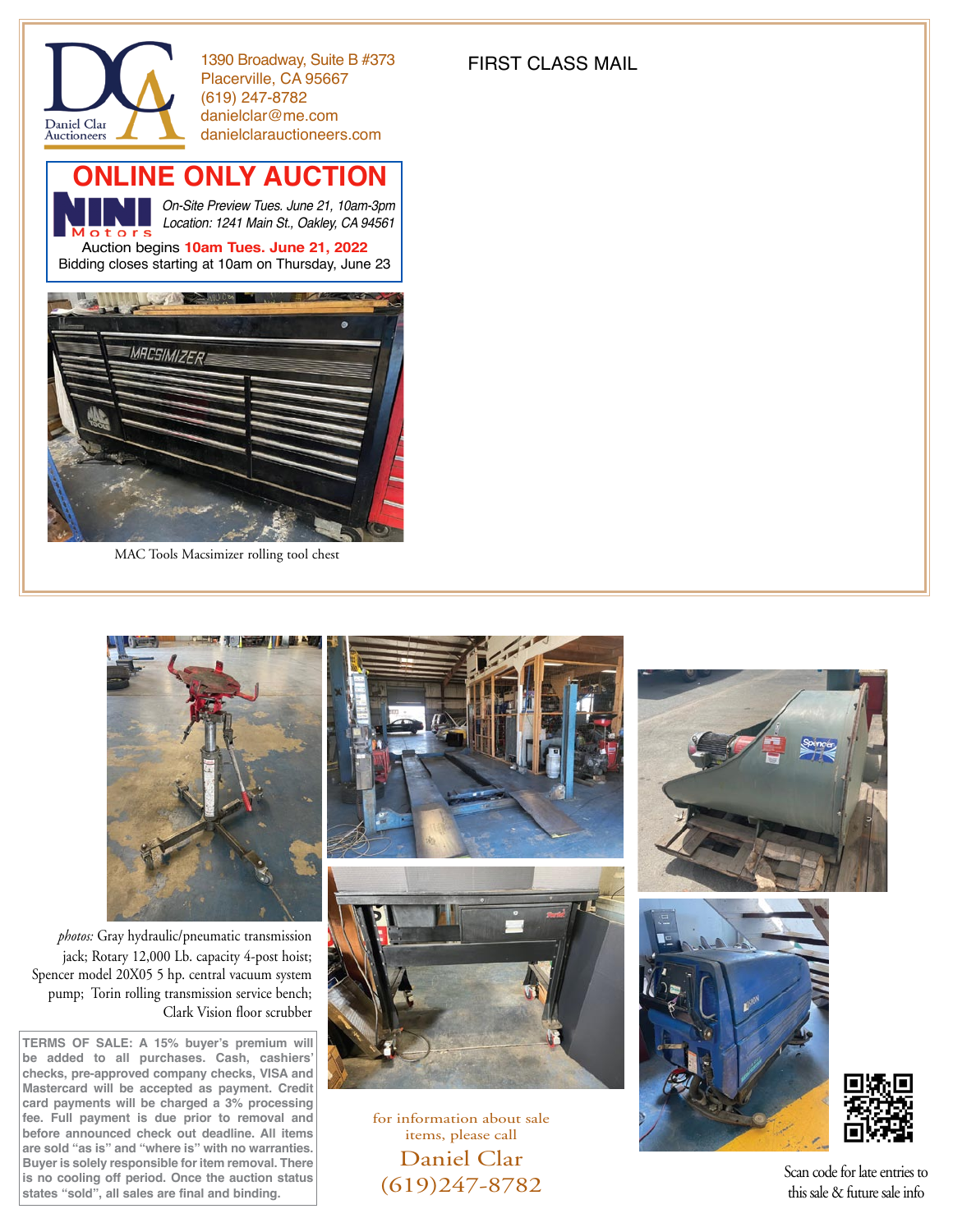Daniel Clar Auctioneers

1390 Broadway, Suite B #373
Placerville, CA 95667
(619) 247-8782
danielclar@me.com
danielclarauctioneers.com

FIRST CLASS MAIL

# ONLINE ONLY AUCTION

NINI Motors

*On-Site Preview Tues. June 21, 10am-3pm*
*Location: 1241 Main St., Oakley, CA 94561*

Auction begins **10am Tues. June 21, 2022**
Bidding closes starting at 10am on Thursday, June 23

MAC Tools Macsimizer rolling tool chest

*photos:* Gray hydraulic/pneumatic transmission jack; Rotary 12,000 Lb. capacity 4-post hoist; Spencer model 20X05 5 hp. central vacuum system pump; Torin rolling transmission service bench; Clark Vision floor scrubber

**TERMS OF SALE: A 15% buyer's premium will be added to all purchases. Cash, cashiers' checks, pre-approved company checks, VISA and Mastercard will be accepted as payment. Credit card payments will be charged a 3% processing fee. Full payment is due prior to removal and before announced check out deadline. All items are sold "as is" and "where is" with no warranties. Buyer is solely responsible for item removal. There is no cooling off period. Once the auction status states "sold", all sales are final and binding.**

for information about sale items, please call
Daniel Clar
(619)247-8782

Scan code for late entries to this sale & future sale info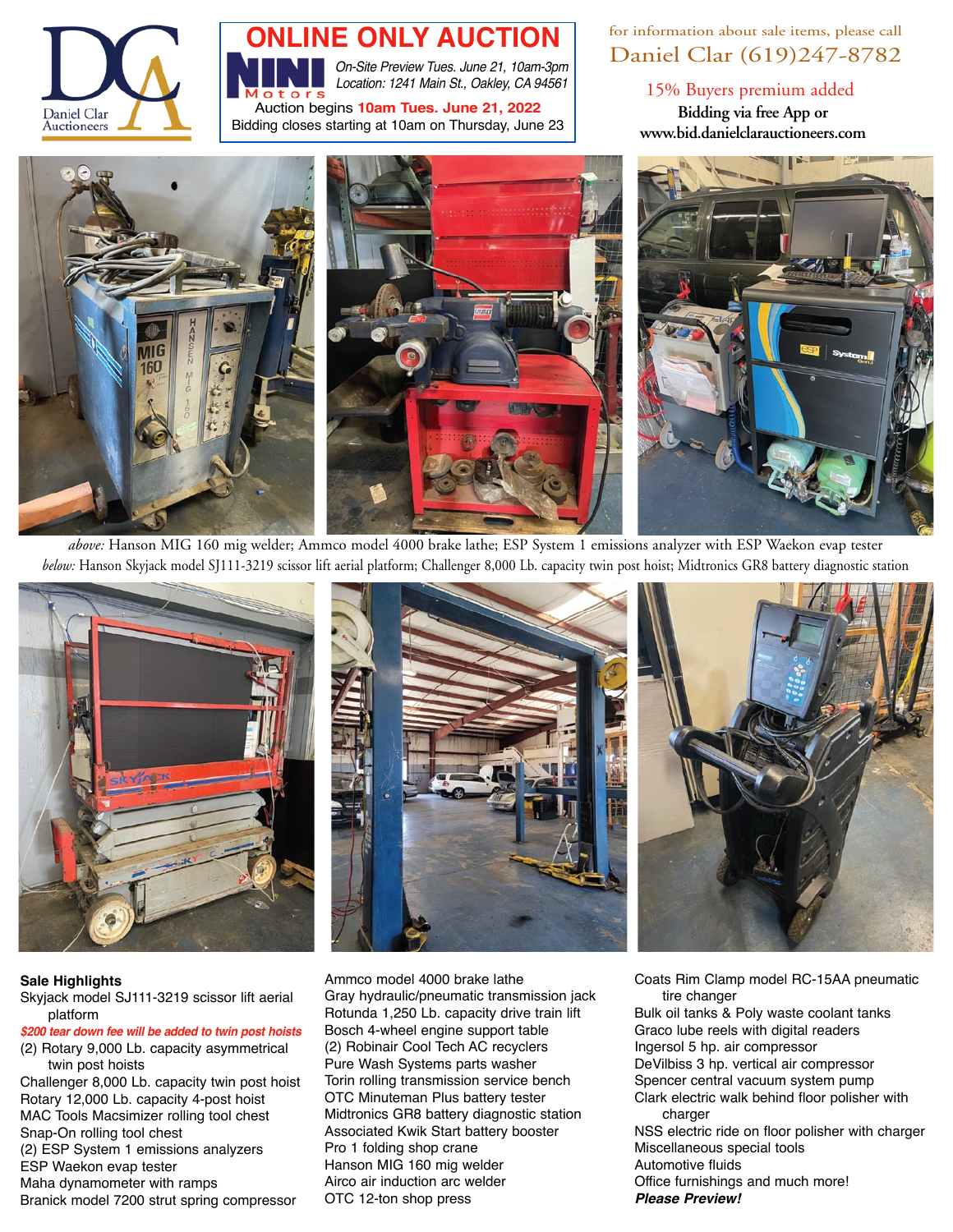Daniel Clar Auctioneers

# ONLINE ONLY AUCTION

NINI Motors

*On-Site Preview Tues. June 21, 10am-3pm*
*Location: 1241 Main St., Oakley, CA 94561*

Auction begins **10am Tues. June 21, 2022**
Bidding closes starting at 10am on Thursday, June 23

for information about sale items, please call
Daniel Clar (619)247-8782

15% Buyers premium added

**Bidding via free App or www.bid.danielclarauctioneers.com**

*above:* Hanson MIG 160 mig welder; Ammco model 4000 brake lathe; ESP System 1 emissions analyzer with ESP Waekon evap tester
*below:* Hanson Skyjack model SJ111-3219 scissor lift aerial platform; Challenger 8,000 Lb. capacity twin post hoist; Midtronics GR8 battery diagnostic station

**Sale Highlights**

Skyjack model SJ111-3219 scissor lift aerial platform
***$200 tear down fee will be added to twin post hoists***
(2) Rotary 9,000 Lb. capacity asymmetrical twin post hoists
Challenger 8,000 Lb. capacity twin post hoist
Rotary 12,000 Lb. capacity 4-post hoist
MAC Tools Macsimizer rolling tool chest
Snap-On rolling tool chest
(2) ESP System 1 emissions analyzers
ESP Waekon evap tester
Maha dynamometer with ramps
Branick model 7200 strut spring compressor
Ammco model 4000 brake lathe
Gray hydraulic/pneumatic transmission jack
Rotunda 1,250 Lb. capacity drive train lift
Bosch 4-wheel engine support table
(2) Robinair Cool Tech AC recyclers
Pure Wash Systems parts washer
Torin rolling transmission service bench
OTC Minuteman Plus battery tester
Midtronics GR8 battery diagnostic station
Associated Kwik Start battery booster
Pro 1 folding shop crane
Hanson MIG 160 mig welder
Airco air induction arc welder
OTC 12-ton shop press
Coats Rim Clamp model RC-15AA pneumatic tire changer
Bulk oil tanks & Poly waste coolant tanks
Graco lube reels with digital readers
Ingersol 5 hp. air compressor
DeVilbiss 3 hp. vertical air compressor
Spencer central vacuum system pump
Clark electric walk behind floor polisher with charger
NSS electric ride on floor polisher with charger
Miscellaneous special tools
Automotive fluids
Office furnishings and much more!
***Please Preview!***